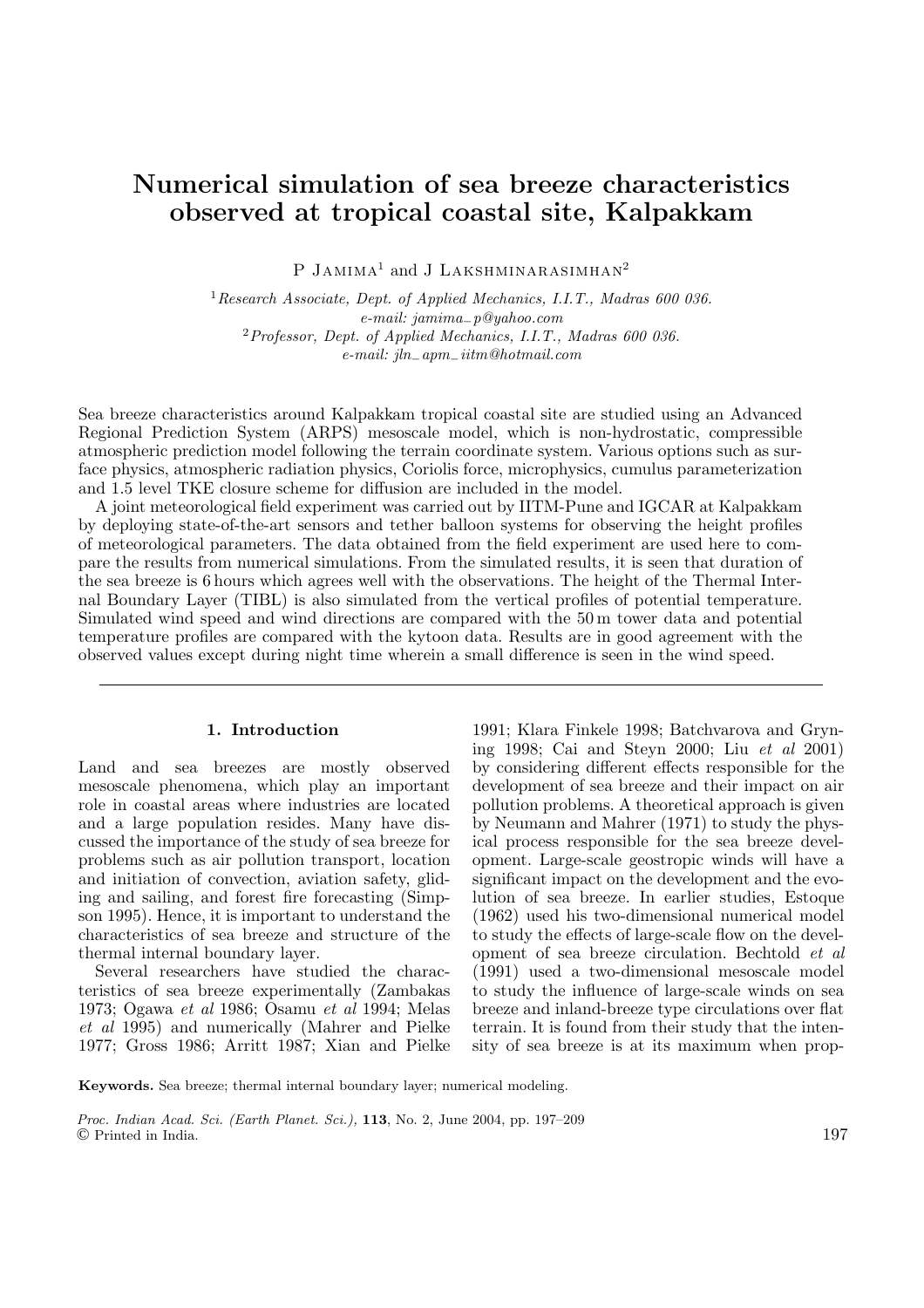# Numerical simulation of sea breeze characteristics observed at tropical coastal site, Kalpakkam

P Jamima[1] and J Lakshminarasimhan[2]

[1] *Research Associate, Dept. of Applied Mechanics, I.I.T., Madras 600 036.*
*e-mail: jamima_p@yahoo.com*
[2] *Professor, Dept. of Applied Mechanics, I.I.T., Madras 600 036.*
*e-mail: jln_apm_iitm@hotmail.com*

Sea breeze characteristics around Kalpakkam tropical coastal site are studied using an Advanced Regional Prediction System (ARPS) mesoscale model, which is non-hydrostatic, compressible atmospheric prediction model following the terrain coordinate system. Various options such as surface physics, atmospheric radiation physics, Coriolis force, microphysics, cumulus parameterization and 1.5 level TKE closure scheme for diffusion are included in the model.

A joint meteorological field experiment was carried out by IITM-Pune and IGCAR at Kalpakkam by deploying state-of-the-art sensors and tether balloon systems for observing the height profiles of meteorological parameters. The data obtained from the field experiment are used here to compare the results from numerical simulations. From the simulated results, it is seen that duration of the sea breeze is 6 hours which agrees well with the observations. The height of the Thermal Internal Boundary Layer (TIBL) is also simulated from the vertical profiles of potential temperature. Simulated wind speed and wind directions are compared with the 50 m tower data and potential temperature profiles are compared with the kytoon data. Results are in good agreement with the observed values except during night time wherein a small difference is seen in the wind speed.

## 1. Introduction

Land and sea breezes are mostly observed mesoscale phenomena, which play an important role in coastal areas where industries are located and a large population resides. Many have discussed the importance of the study of sea breeze for problems such as air pollution transport, location and initiation of convection, aviation safety, gliding and sailing, and forest fire forecasting (Simpson 1995). Hence, it is important to understand the characteristics of sea breeze and structure of the thermal internal boundary layer.

Several researchers have studied the characteristics of sea breeze experimentally (Zambakas 1973; Ogawa *et al* 1986; Osamu *et al* 1994; Melas *et al* 1995) and numerically (Mahrer and Pielke 1977; Gross 1986; Arritt 1987; Xian and Pielke 1991; Klara Finkele 1998; Batchvarova and Gryning 1998; Cai and Steyn 2000; Liu *et al* 2001) by considering different effects responsible for the development of sea breeze and their impact on air pollution problems. A theoretical approach is given by Neumann and Mahrer (1971) to study the physical process responsible for the sea breeze development. Large-scale geostropic winds will have a significant impact on the development and the evolution of sea breeze. In earlier studies, Estoque (1962) used his two-dimensional numerical model to study the effects of large-scale flow on the development of sea breeze circulation. Bechtold *et al* (1991) used a two-dimensional mesoscale model to study the influence of large-scale winds on sea breeze and inland-breeze type circulations over flat terrain. It is found from their study that the intensity of sea breeze is at its maximum when prop-

**Keywords.** Sea breeze; thermal internal boundary layer; numerical modeling.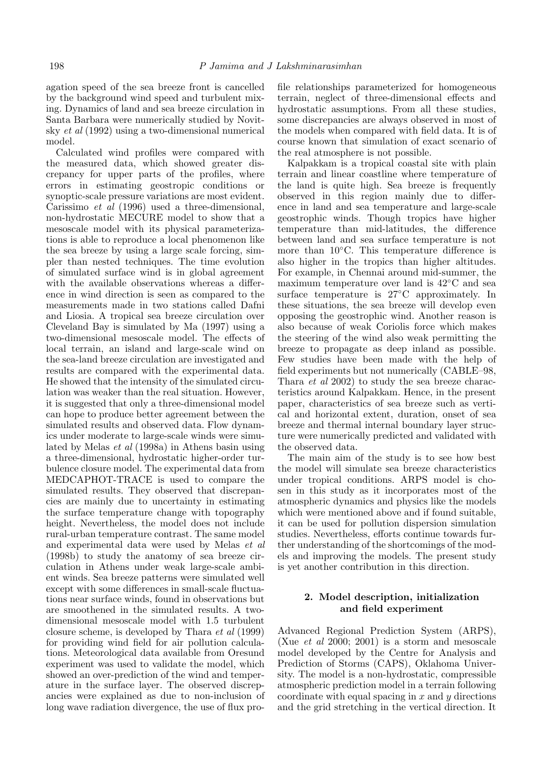agation speed of the sea breeze front is cancelled by the background wind speed and turbulent mixing. Dynamics of land and sea breeze circulation in Santa Barbara were numerically studied by Novitsky *et al* (1992) using a two-dimensional numerical model.

Calculated wind profiles were compared with the measured data, which showed greater discrepancy for upper parts of the profiles, where errors in estimating geostropic conditions or synoptic-scale pressure variations are most evident. Carissimo *et al* (1996) used a three-dimensional, non-hydrostatic MECURE model to show that a mesoscale model with its physical parameterizations is able to reproduce a local phenomenon like the sea breeze by using a large scale forcing, simpler than nested techniques. The time evolution of simulated surface wind is in global agreement with the available observations whereas a difference in wind direction is seen as compared to the measurements made in two stations called Dafni and Liosia. A tropical sea breeze circulation over Cleveland Bay is simulated by Ma (1997) using a two-dimensional mesoscale model. The effects of local terrain, an island and large-scale wind on the sea-land breeze circulation are investigated and results are compared with the experimental data. He showed that the intensity of the simulated circulation was weaker than the real situation. However, it is suggested that only a three-dimensional model can hope to produce better agreement between the simulated results and observed data. Flow dynamics under moderate to large-scale winds were simulated by Melas *et al* (1998a) in Athens basin using a three-dimensional, hydrostatic higher-order turbulence closure model. The experimental data from MEDCAPHOT-TRACE is used to compare the simulated results. They observed that discrepancies are mainly due to uncertainty in estimating the surface temperature change with topography height. Nevertheless, the model does not include rural-urban temperature contrast. The same model and experimental data were used by Melas *et al* (1998b) to study the anatomy of sea breeze circulation in Athens under weak large-scale ambient winds. Sea breeze patterns were simulated well except with some differences in small-scale fluctuations near surface winds, found in observations but are smoothened in the simulated results. A two-dimensional mesoscale model with 1.5 turbulent closure scheme, is developed by Thara *et al* (1999) for providing wind field for air pollution calculations. Meteorological data available from Oresund experiment was used to validate the model, which showed an over-prediction of the wind and temperature in the surface layer. The observed discrepancies were explained as due to non-inclusion of long wave radiation divergence, the use of flux profile relationships parameterized for homogeneous terrain, neglect of three-dimensional effects and hydrostatic assumptions. From all these studies, some discrepancies are always observed in most of the models when compared with field data. It is of course known that simulation of exact scenario of the real atmosphere is not possible.

Kalpakkam is a tropical coastal site with plain terrain and linear coastline where temperature of the land is quite high. Sea breeze is frequently observed in this region mainly due to difference in land and sea temperature and large-scale geostrophic winds. Though tropics have higher temperature than mid-latitudes, the difference between land and sea surface temperature is not more than 10°C. This temperature difference is also higher in the tropics than higher altitudes. For example, in Chennai around mid-summer, the maximum temperature over land is 42°C and sea surface temperature is 27°C approximately. In these situations, the sea breeze will develop even opposing the geostrophic wind. Another reason is also because of weak Coriolis force which makes the steering of the wind also weak permitting the breeze to propagate as deep inland as possible. Few studies have been made with the help of field experiments but not numerically (CABLE–98, Thara *et al* 2002) to study the sea breeze characteristics around Kalpakkam. Hence, in the present paper, characteristics of sea breeze such as vertical and horizontal extent, duration, onset of sea breeze and thermal internal boundary layer structure were numerically predicted and validated with the observed data.

The main aim of the study is to see how best the model will simulate sea breeze characteristics under tropical conditions. ARPS model is chosen in this study as it incorporates most of the atmospheric dynamics and physics like the models which were mentioned above and if found suitable, it can be used for pollution dispersion simulation studies. Nevertheless, efforts continue towards further understanding of the shortcomings of the models and improving the models. The present study is yet another contribution in this direction.

## 2. Model description, initialization and field experiment

Advanced Regional Prediction System (ARPS), (Xue *et al* 2000; 2001) is a storm and mesoscale model developed by the Centre for Analysis and Prediction of Storms (CAPS), Oklahoma University. The model is a non-hydrostatic, compressible atmospheric prediction model in a terrain following coordinate with equal spacing in $x$ and $y$ directions and the grid stretching in the vertical direction. It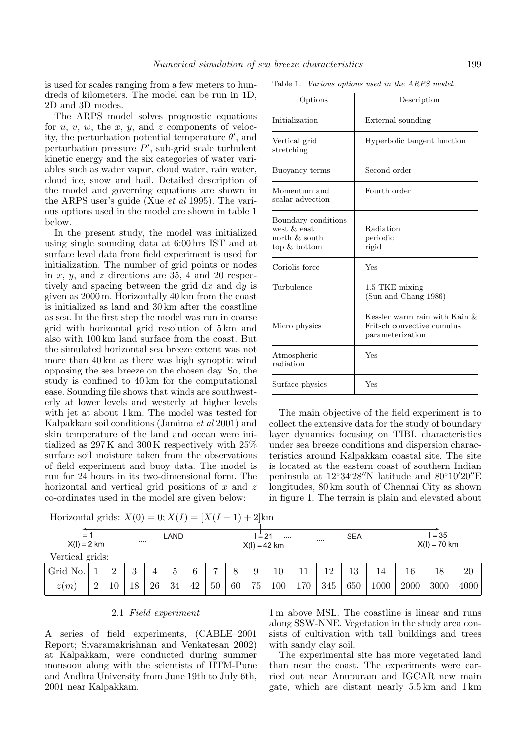is used for scales ranging from a few meters to hundreds of kilometers. The model can be run in 1D, 2D and 3D modes.

The ARPS model solves prognostic equations for $u$, $v$, $w$, the $x$, $y$, and $z$ components of velocity, the perturbation potential temperature $\theta'$, and perturbation pressure $P'$, sub-grid scale turbulent kinetic energy and the six categories of water variables such as water vapor, cloud water, rain water, cloud ice, snow and hail. Detailed description of the model and governing equations are shown in the ARPS user's guide (Xue *et al* 1995). The various options used in the model are shown in table 1 below.

In the present study, the model was initialized using single sounding data at 6:00 hrs IST and at surface level data from field experiment is used for initialization. The number of grid points or nodes in $x$, $y$, and $z$ directions are 35, 4 and 20 respectively and spacing between the grid d$x$ and d$y$ is given as 2000 m. Horizontally 40 km from the coast is initialized as land and 30 km after the coastline as sea. In the first step the model was run in coarse grid with horizontal grid resolution of 5 km and also with 100 km land surface from the coast. But the simulated horizontal sea breeze extent was not more than 40 km as there was high synoptic wind opposing the sea breeze on the chosen day. So, the study is confined to 40 km for the computational ease. Sounding file shows that winds are southwesterly at lower levels and westerly at higher levels with jet at about 1 km. The model was tested for Kalpakkam soil conditions (Jamima *et al* 2001) and skin temperature of the land and ocean were initialized as 297 K and 300 K respectively with 25% surface soil moisture taken from the observations of field experiment and buoy data. The model is run for 24 hours in its two-dimensional form. The horizontal and vertical grid positions of $x$ and $z$ co-ordinates used in the model are given below:

Table 1. *Various options used in the ARPS model.*

| Options | Description |
|---|---|
| Initialization | External sounding |
| Vertical grid stretching | Hyperbolic tangent function |
| Buoyancy terms | Second order |
| Momentum and scalar advection | Fourth order |
| Boundary conditions<br>west & east<br>north & south<br>top & bottom | <br>Radiation<br>periodic<br>rigid |
| Coriolis force | Yes |
| Turbulence | 1.5 TKE mixing (Sun and Chang 1986) |
| Micro physics | Kessler warm rain with Kain & Fritsch convective cumulus parameterization |
| Atmospheric radiation | Yes |
| Surface physics | Yes |

The main objective of the field experiment is to collect the extensive data for the study of boundary layer dynamics focusing on TIBL characteristics under sea breeze conditions and dispersion characteristics around Kalpakkam coastal site. The site is located at the eastern coast of southern Indian peninsula at 12°34′28″N latitude and 80°10′20″E longitudes, 80 km south of Chennai City as shown in figure 1. The terrain is plain and elevated about

Horizontal grids: $X(0) = 0; X(I) = [X(I-1) + 2]$km

I = 1, X(I) = 2 km .... LAND .... I = 21, X(I) = 42 km .... SEA .... I = 35, X(I) = 70 km

Vertical grids:

| Grid No. | 1 | 2 | 3 | 4 | 5 | 6 | 7 | 8 | 9 | 10 | 11 | 12 | 13 | 14 | 16 | 18 | 20 |
|---|---|---|---|---|---|---|---|---|---|---|---|---|---|---|---|---|---|
| $z(m)$ | 2 | 10 | 18 | 26 | 34 | 42 | 50 | 60 | 75 | 100 | 170 | 345 | 650 | 1000 | 2000 | 3000 | 4000 |

### 2.1 *Field experiment*

A series of field experiments, (CABLE–2001 Report; Sivaramakrishnan and Venkatesan 2002) at Kalpakkam, were conducted during summer monsoon along with the scientists of IITM-Pune and Andhra University from June 19th to July 6th, 2001 near Kalpakkam.

1 m above MSL. The coastline is linear and runs along SSW-NNE. Vegetation in the study area consists of cultivation with tall buildings and trees with sandy clay soil.

The experimental site has more vegetated land than near the coast. The experiments were carried out near Anupuram and IGCAR new main gate, which are distant nearly 5.5 km and 1 km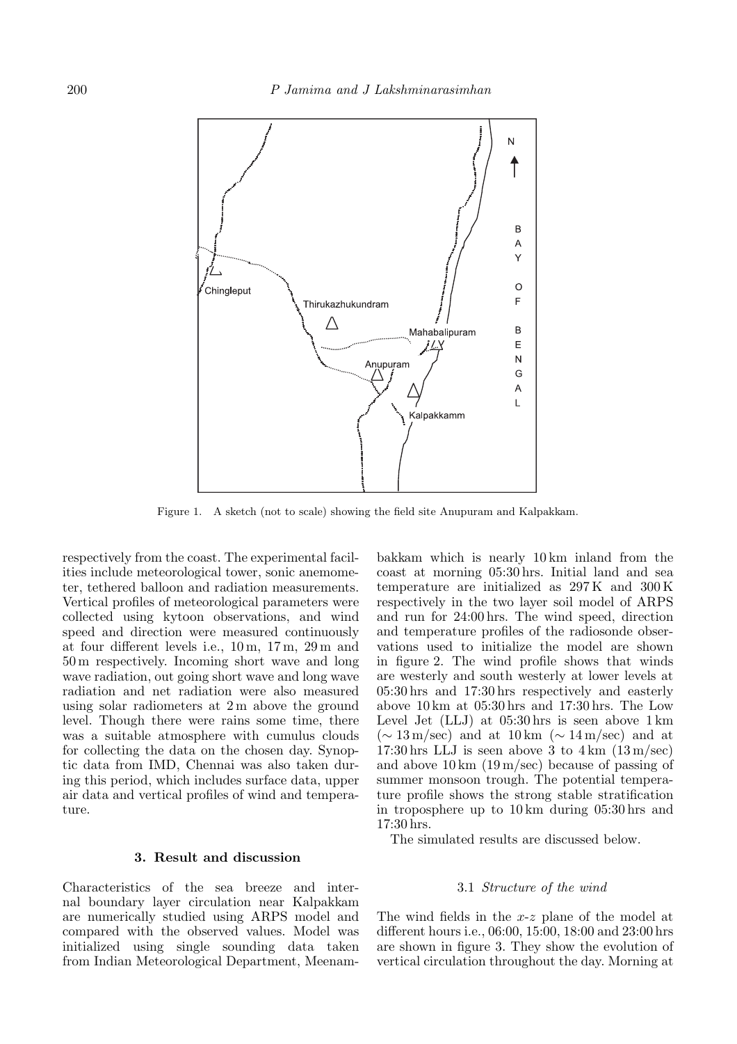Figure 1. A sketch (not to scale) showing the field site Anupuram and Kalpakkam.

respectively from the coast. The experimental facilities include meteorological tower, sonic anemometer, tethered balloon and radiation measurements. Vertical profiles of meteorological parameters were collected using kytoon observations, and wind speed and direction were measured continuously at four different levels i.e., 10 m, 17 m, 29 m and 50 m respectively. Incoming short wave and long wave radiation, out going short wave and long wave radiation and net radiation were also measured using solar radiometers at 2 m above the ground level. Though there were rains some time, there was a suitable atmosphere with cumulus clouds for collecting the data on the chosen day. Synoptic data from IMD, Chennai was also taken during this period, which includes surface data, upper air data and vertical profiles of wind and temperature.

## 3. Result and discussion

Characteristics of the sea breeze and internal boundary layer circulation near Kalpakkam are numerically studied using ARPS model and compared with the observed values. Model was initialized using single sounding data taken from Indian Meteorological Department, Meenambakkam which is nearly 10 km inland from the coast at morning 05:30 hrs. Initial land and sea temperature are initialized as 297 K and 300 K respectively in the two layer soil model of ARPS and run for 24:00 hrs. The wind speed, direction and temperature profiles of the radiosonde observations used to initialize the model are shown in figure 2. The wind profile shows that winds are westerly and south westerly at lower levels at 05:30 hrs and 17:30 hrs respectively and easterly above 10 km at 05:30 hrs and 17:30 hrs. The Low Level Jet (LLJ) at 05:30 hrs is seen above 1 km ($\sim 13$ m/sec) and at 10 km ($\sim 14$ m/sec) and at 17:30 hrs LLJ is seen above 3 to 4 km (13 m/sec) and above 10 km (19 m/sec) because of passing of summer monsoon trough. The potential temperature profile shows the strong stable stratification in troposphere up to 10 km during 05:30 hrs and 17:30 hrs.

The simulated results are discussed below.

### 3.1 *Structure of the wind*

The wind fields in the *x*-*z* plane of the model at different hours i.e., 06:00, 15:00, 18:00 and 23:00 hrs are shown in figure 3. They show the evolution of vertical circulation throughout the day. Morning at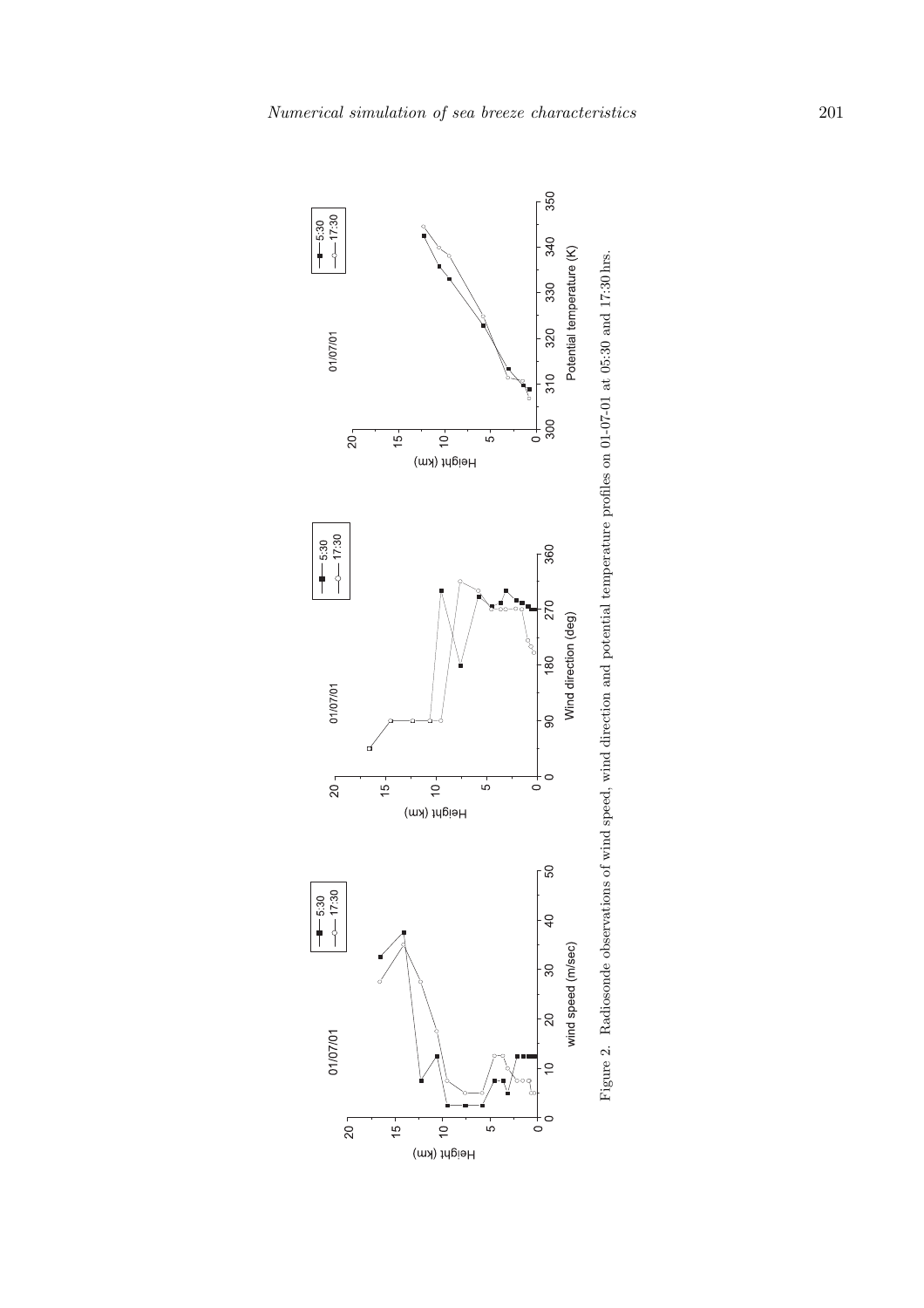Figure 2. Radiosonde observations of wind speed, wind direction and potential temperature profiles on 01-07-01 at 05:30 and 17:30 hrs.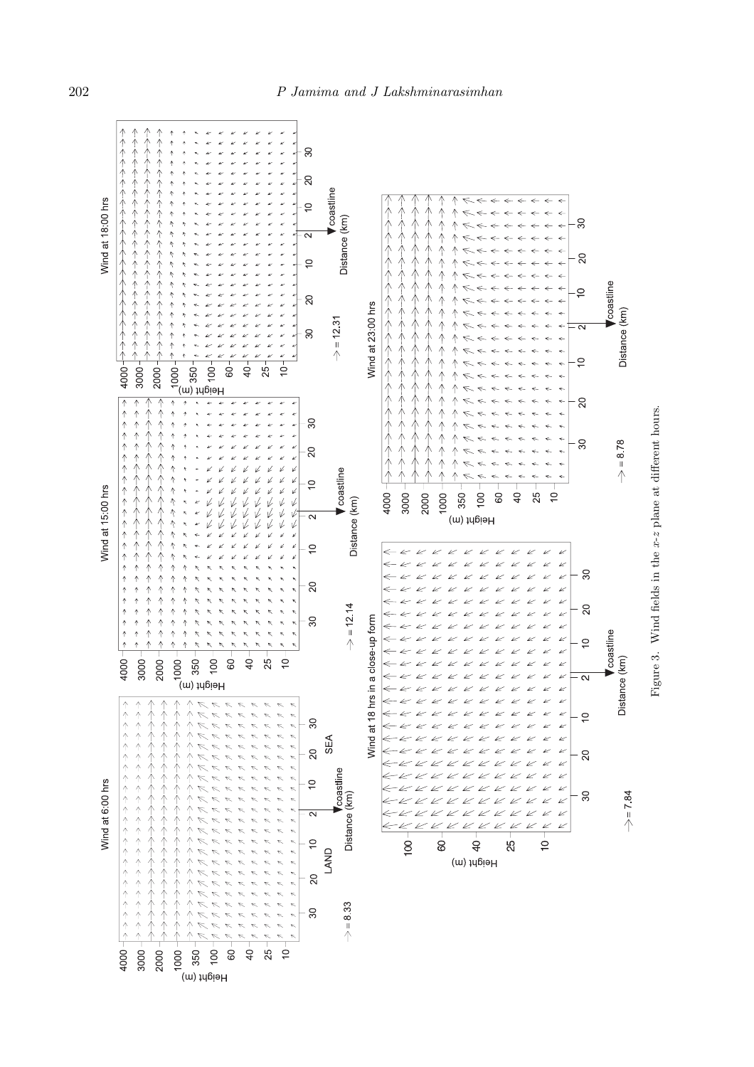Figure 3. Wind fields in the $x$-$z$ plane at different hours.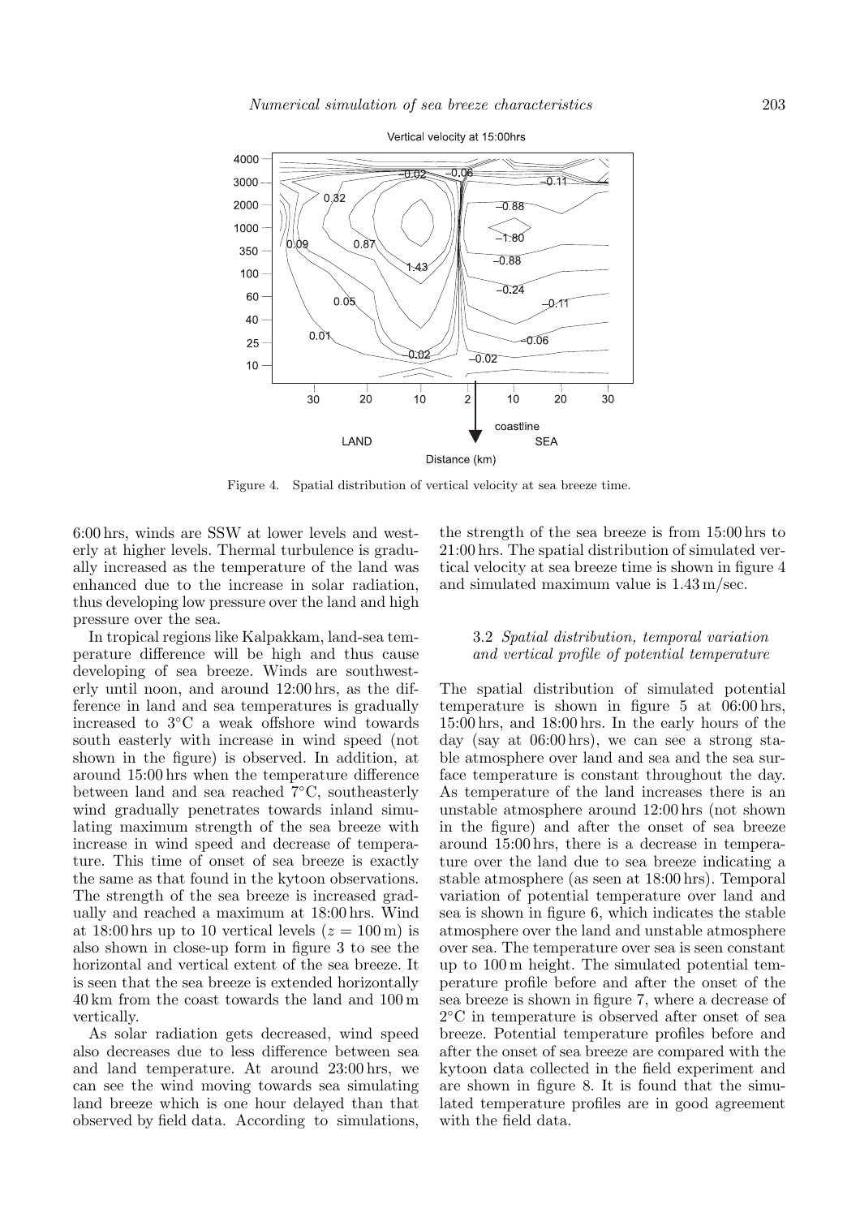Figure 4. Spatial distribution of vertical velocity at sea breeze time.

6:00 hrs, winds are SSW at lower levels and westerly at higher levels. Thermal turbulence is gradually increased as the temperature of the land was enhanced due to the increase in solar radiation, thus developing low pressure over the land and high pressure over the sea.

In tropical regions like Kalpakkam, land-sea temperature difference will be high and thus cause developing of sea breeze. Winds are southwesterly until noon, and around 12:00 hrs, as the difference in land and sea temperatures is gradually increased to 3°C a weak offshore wind towards south easterly with increase in wind speed (not shown in the figure) is observed. In addition, at around 15:00 hrs when the temperature difference between land and sea reached 7°C, southeasterly wind gradually penetrates towards inland simulating maximum strength of the sea breeze with increase in wind speed and decrease of temperature. This time of onset of sea breeze is exactly the same as that found in the kytoon observations. The strength of the sea breeze is increased gradually and reached a maximum at 18:00 hrs. Wind at 18:00 hrs up to 10 vertical levels ($z = 100$ m) is also shown in close-up form in figure 3 to see the horizontal and vertical extent of the sea breeze. It is seen that the sea breeze is extended horizontally 40 km from the coast towards the land and 100 m vertically.

As solar radiation gets decreased, wind speed also decreases due to less difference between sea and land temperature. At around 23:00 hrs, we can see the wind moving towards sea simulating land breeze which is one hour delayed than that observed by field data. According to simulations, the strength of the sea breeze is from 15:00 hrs to 21:00 hrs. The spatial distribution of simulated vertical velocity at sea breeze time is shown in figure 4 and simulated maximum value is 1.43 m/sec.

### 3.2 *Spatial distribution, temporal variation and vertical profile of potential temperature*

The spatial distribution of simulated potential temperature is shown in figure 5 at 06:00 hrs, 15:00 hrs, and 18:00 hrs. In the early hours of the day (say at 06:00 hrs), we can see a strong stable atmosphere over land and sea and the sea surface temperature is constant throughout the day. As temperature of the land increases there is an unstable atmosphere around 12:00 hrs (not shown in the figure) and after the onset of sea breeze around 15:00 hrs, there is a decrease in temperature over the land due to sea breeze indicating a stable atmosphere (as seen at 18:00 hrs). Temporal variation of potential temperature over land and sea is shown in figure 6, which indicates the stable atmosphere over the land and unstable atmosphere over sea. The temperature over sea is seen constant up to 100 m height. The simulated potential temperature profile before and after the onset of the sea breeze is shown in figure 7, where a decrease of 2°C in temperature is observed after onset of sea breeze. Potential temperature profiles before and after the onset of sea breeze are compared with the kytoon data collected in the field experiment and are shown in figure 8. It is found that the simulated temperature profiles are in good agreement with the field data.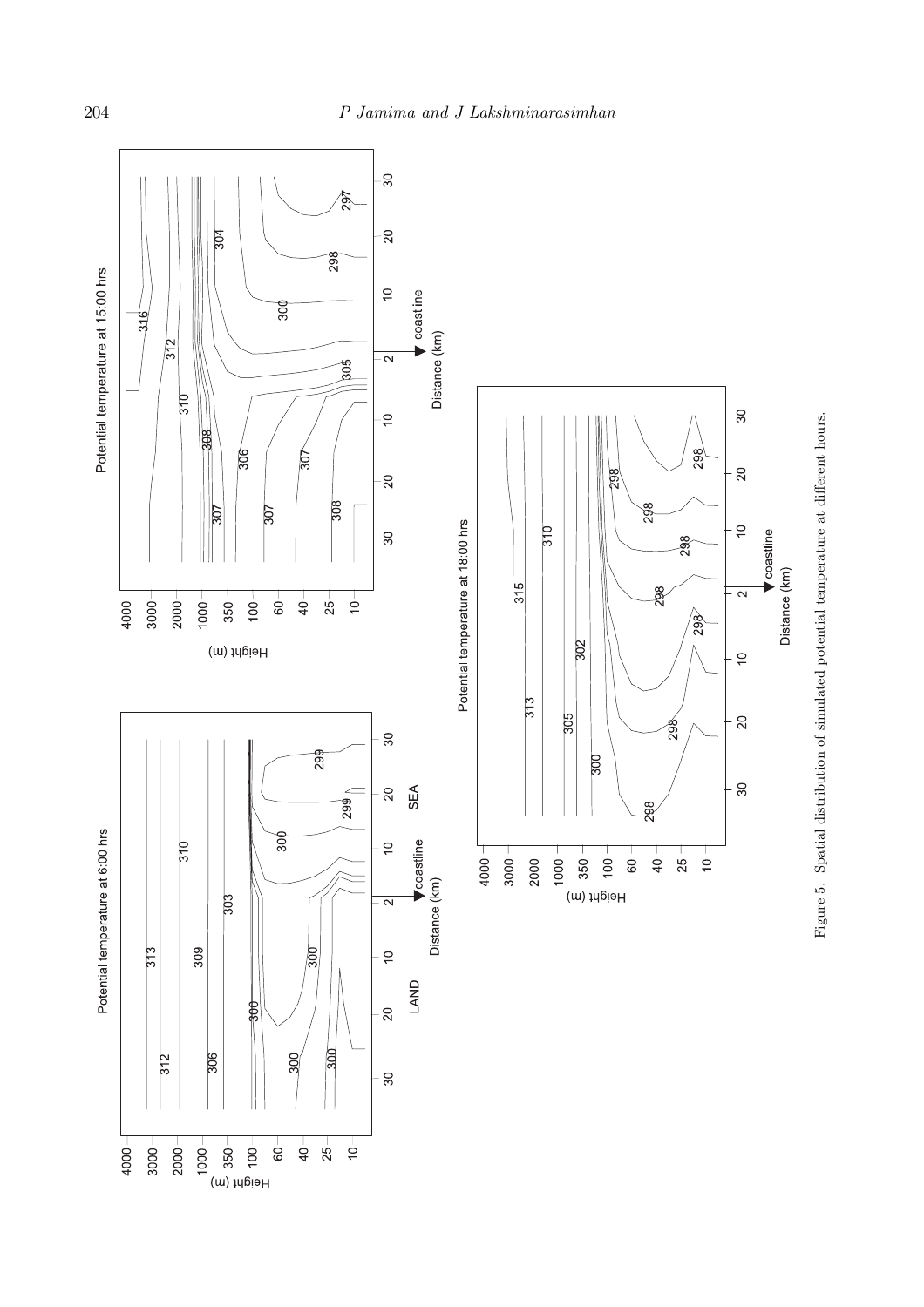Figure 5. Spatial distribution of simulated potential temperature at different hours.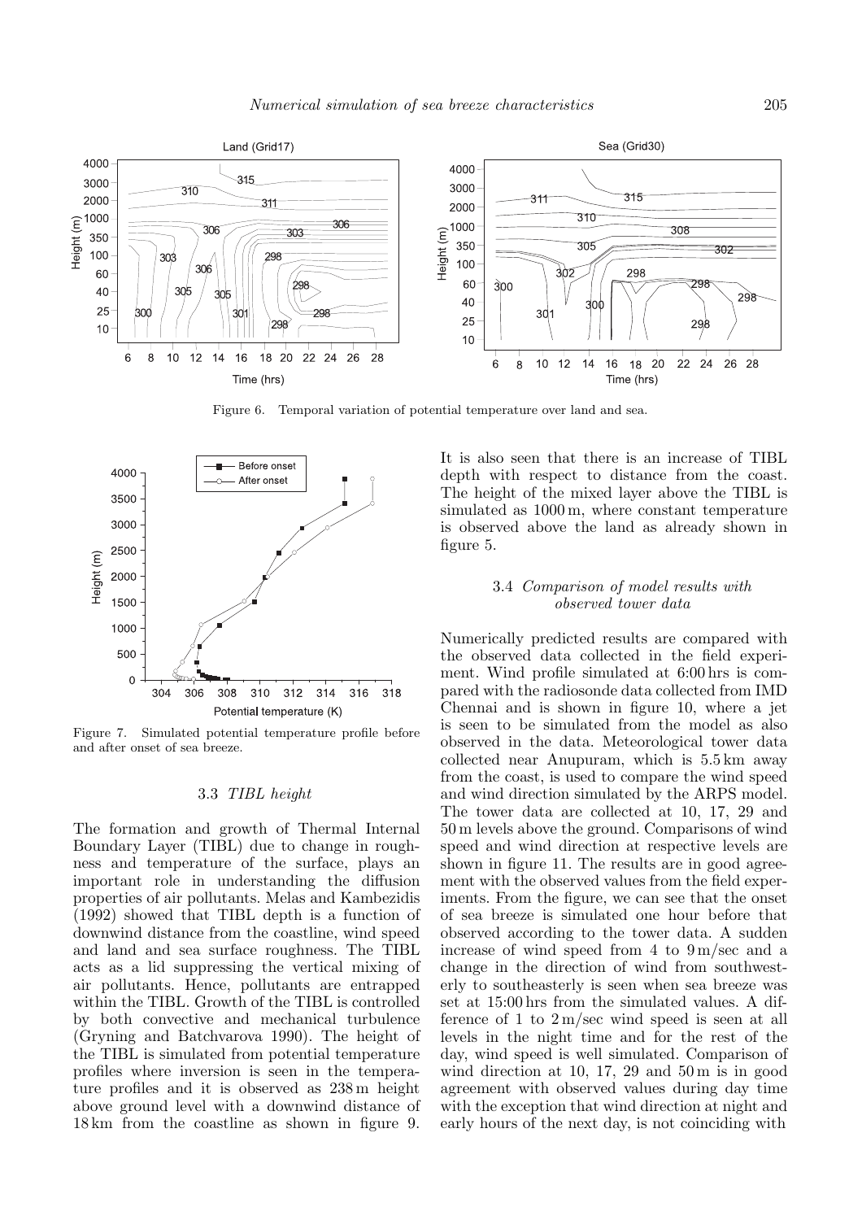Figure 6. Temporal variation of potential temperature over land and sea.

Figure 7. Simulated potential temperature profile before and after onset of sea breeze.

### 3.3 *TIBL height*

The formation and growth of Thermal Internal Boundary Layer (TIBL) due to change in roughness and temperature of the surface, plays an important role in understanding the diffusion properties of air pollutants. Melas and Kambezidis (1992) showed that TIBL depth is a function of downwind distance from the coastline, wind speed and land and sea surface roughness. The TIBL acts as a lid suppressing the vertical mixing of air pollutants. Hence, pollutants are entrapped within the TIBL. Growth of the TIBL is controlled by both convective and mechanical turbulence (Gryning and Batchvarova 1990). The height of the TIBL is simulated from potential temperature profiles where inversion is seen in the temperature profiles and it is observed as 238 m height above ground level with a downwind distance of 18 km from the coastline as shown in figure 9. It is also seen that there is an increase of TIBL depth with respect to distance from the coast. The height of the mixed layer above the TIBL is simulated as 1000 m, where constant temperature is observed above the land as already shown in figure 5.

### 3.4 *Comparison of model results with observed tower data*

Numerically predicted results are compared with the observed data collected in the field experiment. Wind profile simulated at 6:00 hrs is compared with the radiosonde data collected from IMD Chennai and is shown in figure 10, where a jet is seen to be simulated from the model as also observed in the data. Meteorological tower data collected near Anupuram, which is 5.5 km away from the coast, is used to compare the wind speed and wind direction simulated by the ARPS model. The tower data are collected at 10, 17, 29 and 50 m levels above the ground. Comparisons of wind speed and wind direction at respective levels are shown in figure 11. The results are in good agreement with the observed values from the field experiments. From the figure, we can see that the onset of sea breeze is simulated one hour before that observed according to the tower data. A sudden increase of wind speed from 4 to 9 m/sec and a change in the direction of wind from southwesterly to southeasterly is seen when sea breeze was set at 15:00 hrs from the simulated values. A difference of 1 to 2 m/sec wind speed is seen at all levels in the night time and for the rest of the day, wind speed is well simulated. Comparison of wind direction at 10, 17, 29 and 50 m is in good agreement with observed values during day time with the exception that wind direction at night and early hours of the next day, is not coinciding with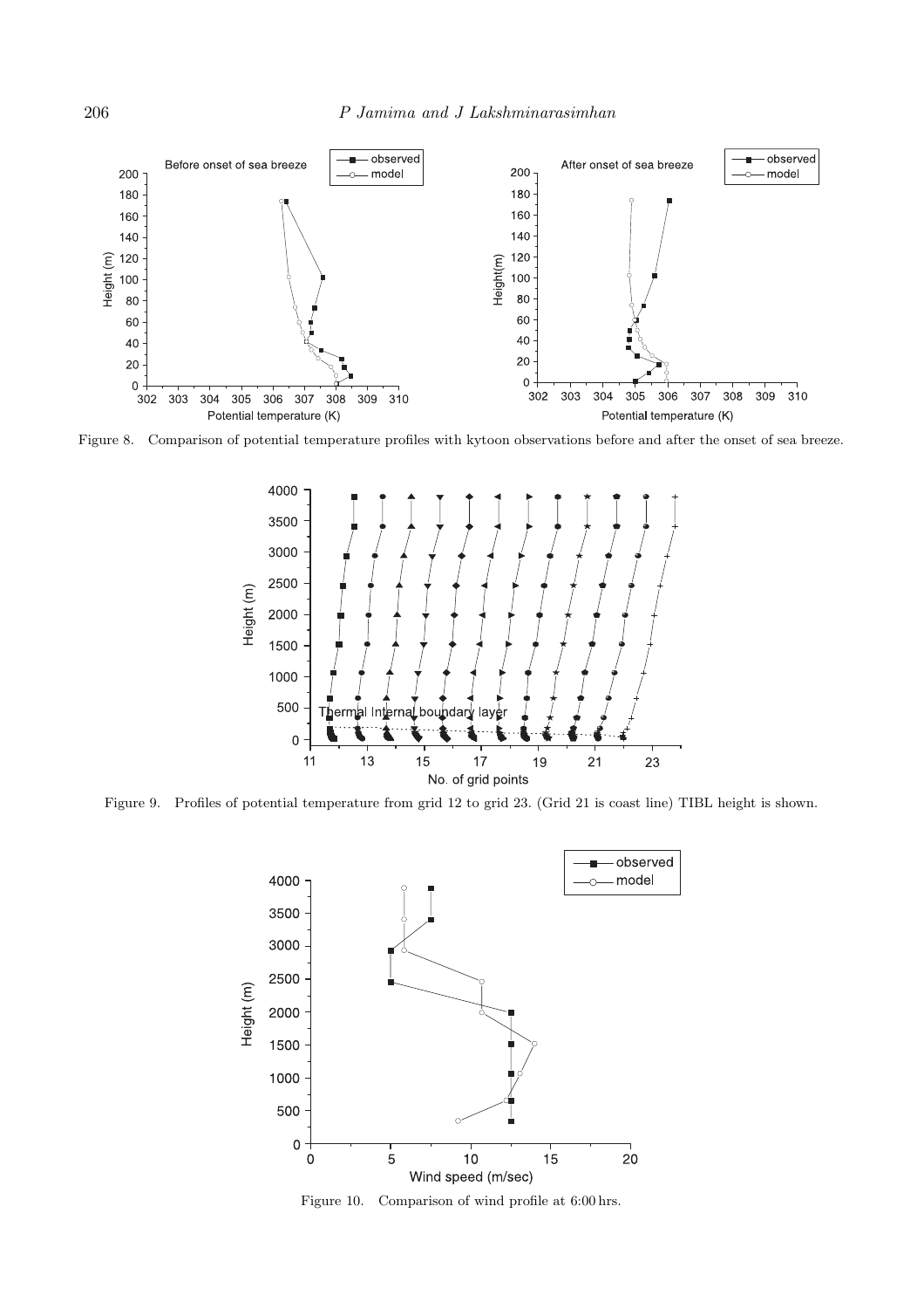Figure 8. Comparison of potential temperature profiles with kytoon observations before and after the onset of sea breeze.

Figure 9. Profiles of potential temperature from grid 12 to grid 23. (Grid 21 is coast line) TIBL height is shown.

Figure 10. Comparison of wind profile at 6:00 hrs.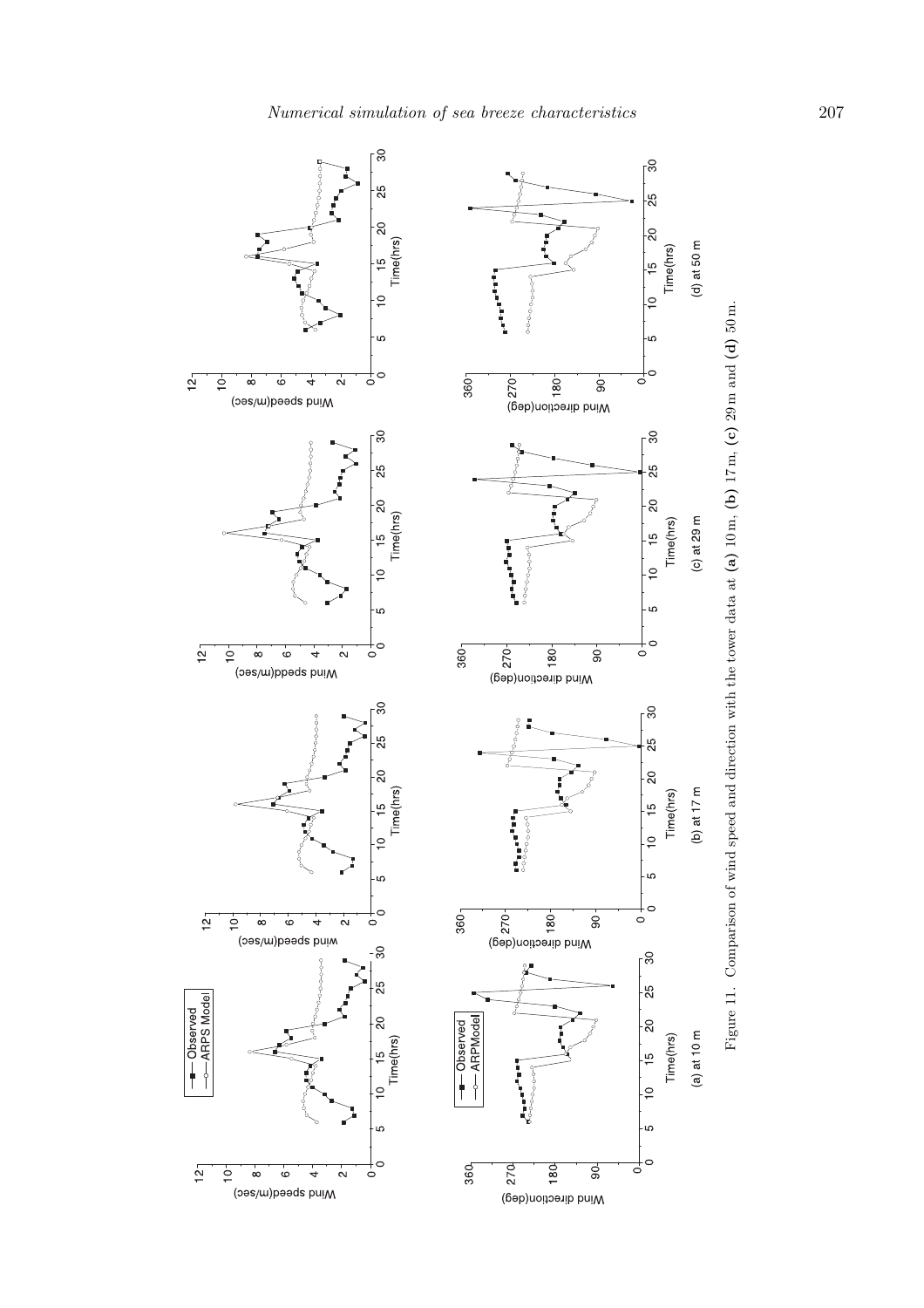Figure 11. Comparison of wind speed and direction with the tower data at **(a)** 10 m, **(b)** 17 m, **(c)** 29 m and **(d)** 50 m.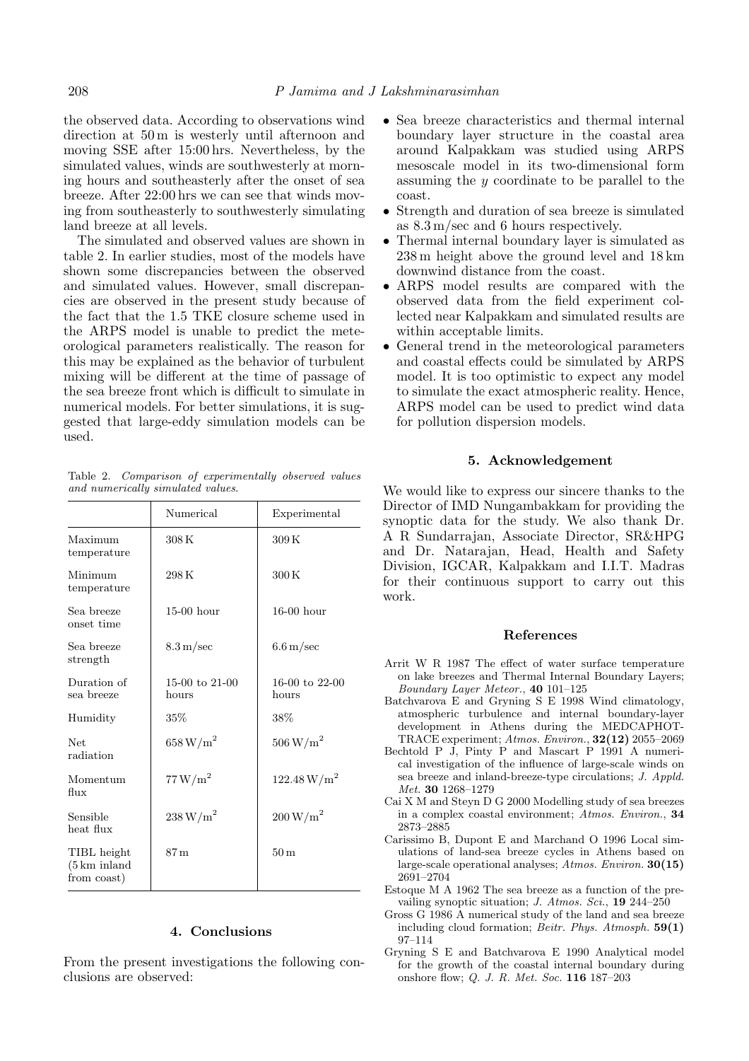the observed data. According to observations wind direction at 50 m is westerly until afternoon and moving SSE after 15:00 hrs. Nevertheless, by the simulated values, winds are southwesterly at morning hours and southeasterly after the onset of sea breeze. After 22:00 hrs we can see that winds moving from southeasterly to southwesterly simulating land breeze at all levels.

The simulated and observed values are shown in table 2. In earlier studies, most of the models have shown some discrepancies between the observed and simulated values. However, small discrepancies are observed in the present study because of the fact that the 1.5 TKE closure scheme used in the ARPS model is unable to predict the meteorological parameters realistically. The reason for this may be explained as the behavior of turbulent mixing will be different at the time of passage of the sea breeze front which is difficult to simulate in numerical models. For better simulations, it is suggested that large-eddy simulation models can be used.

Table 2. *Comparison of experimentally observed values and numerically simulated values.*

| | Numerical | Experimental |
|---|---|---|
| Maximum temperature | 308 K | 309 K |
| Minimum temperature | 298 K | 300 K |
| Sea breeze onset time | 15-00 hour | 16-00 hour |
| Sea breeze strength | 8.3 m/sec | 6.6 m/sec |
| Duration of sea breeze | 15-00 to 21-00 hours | 16-00 to 22-00 hours |
| Humidity | 35% | 38% |
| Net radiation | 658 W/m$^2$ | 506 W/m$^2$ |
| Momentum flux | 77 W/m$^2$ | 122.48 W/m$^2$ |
| Sensible heat flux | 238 W/m$^2$ | 200 W/m$^2$ |
| TIBL height (5 km inland from coast) | 87 m | 50 m |

## 4. Conclusions

From the present investigations the following conclusions are observed:

- Sea breeze characteristics and thermal internal boundary layer structure in the coastal area around Kalpakkam was studied using ARPS mesoscale model in its two-dimensional form assuming the *y* coordinate to be parallel to the coast.
- Strength and duration of sea breeze is simulated as 8.3 m/sec and 6 hours respectively.
- Thermal internal boundary layer is simulated as 238 m height above the ground level and 18 km downwind distance from the coast.
- ARPS model results are compared with the observed data from the field experiment collected near Kalpakkam and simulated results are within acceptable limits.
- General trend in the meteorological parameters and coastal effects could be simulated by ARPS model. It is too optimistic to expect any model to simulate the exact atmospheric reality. Hence, ARPS model can be used to predict wind data for pollution dispersion models.

## 5. Acknowledgement

We would like to express our sincere thanks to the Director of IMD Nungambakkam for providing the synoptic data for the study. We also thank Dr. A R Sundarrajan, Associate Director, SR&HPG and Dr. Natarajan, Head, Health and Safety Division, IGCAR, Kalpakkam and I.I.T. Madras for their continuous support to carry out this work.

## References

Arrit W R 1987 The effect of water surface temperature on lake breezes and Thermal Internal Boundary Layers; *Boundary Layer Meteor.*, **40** 101–125

Batchvarova E and Gryning S E 1998 Wind climatology, atmospheric turbulence and internal boundary-layer development in Athens during the MEDCAPHOT-TRACE experiment; *Atmos. Environ.*, **32(12)** 2055–2069

Bechtold P J, Pinty P and Mascart P 1991 A numerical investigation of the influence of large-scale winds on sea breeze and inland-breeze-type circulations; *J. Appld. Met.* **30** 1268–1279

Cai X M and Steyn D G 2000 Modelling study of sea breezes in a complex coastal environment; *Atmos. Environ.*, **34** 2873–2885

Carissimo B, Dupont E and Marchand O 1996 Local simulations of land-sea breeze cycles in Athens based on large-scale operational analyses; *Atmos. Environ.* **30(15)** 2691–2704

Estoque M A 1962 The sea breeze as a function of the prevailing synoptic situation; *J. Atmos. Sci.*, **19** 244–250

Gross G 1986 A numerical study of the land and sea breeze including cloud formation; *Beitr. Phys. Atmosph.* **59(1)** 97–114

Gryning S E and Batchvarova E 1990 Analytical model for the growth of the coastal internal boundary during onshore flow; *Q. J. R. Met. Soc.* **116** 187–203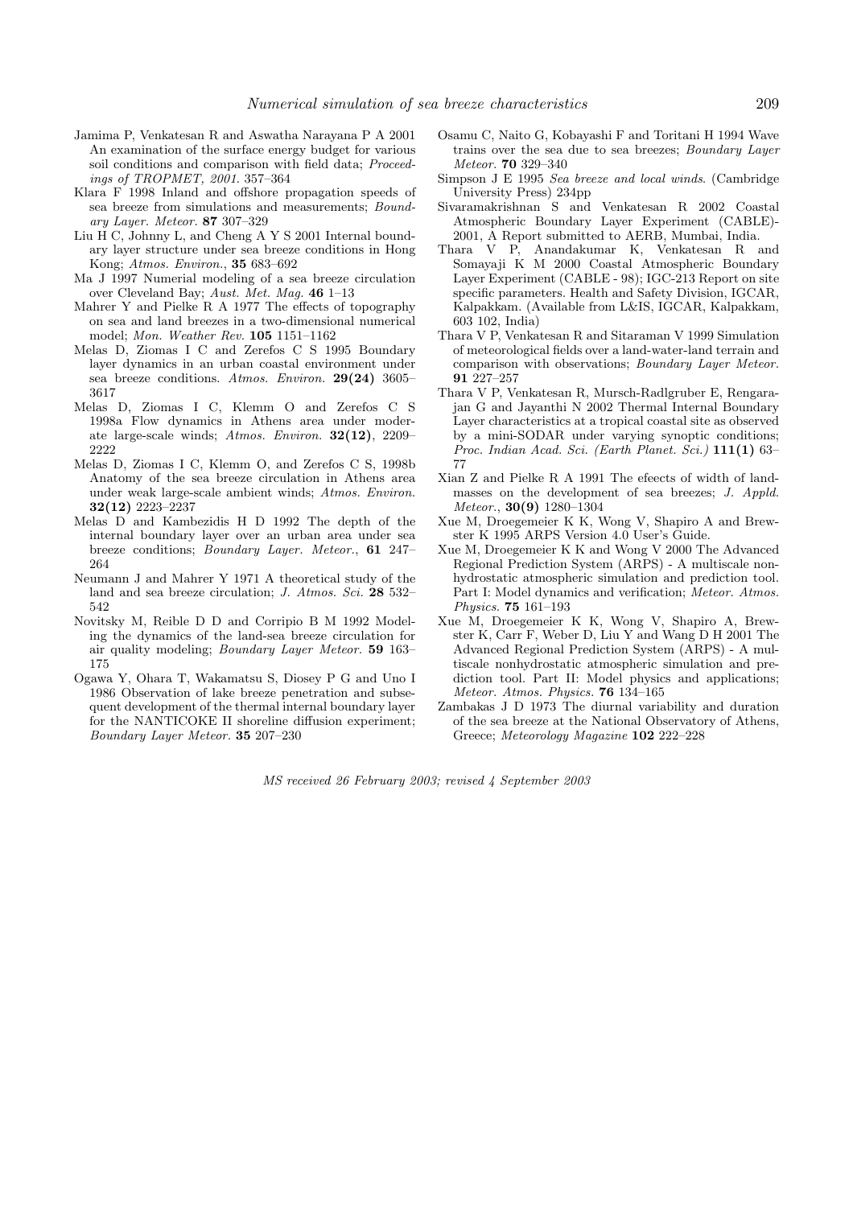Jamima P, Venkatesan R and Aswatha Narayana P A 2001 An examination of the surface energy budget for various soil conditions and comparison with field data; *Proceedings of TROPMET, 2001*. 357–364

Klara F 1998 Inland and offshore propagation speeds of sea breeze from simulations and measurements; *Boundary Layer. Meteor.* **87** 307–329

Liu H C, Johnny L, and Cheng A Y S 2001 Internal boundary layer structure under sea breeze conditions in Hong Kong; *Atmos. Environ.*, **35** 683–692

Ma J 1997 Numerial modeling of a sea breeze circulation over Cleveland Bay; *Aust. Met. Mag.* **46** 1–13

Mahrer Y and Pielke R A 1977 The effects of topography on sea and land breezes in a two-dimensional numerical model; *Mon. Weather Rev.* **105** 1151–1162

Melas D, Ziomas I C and Zerefos C S 1995 Boundary layer dynamics in an urban coastal environment under sea breeze conditions. *Atmos. Environ.* **29(24)** 3605–3617

Melas D, Ziomas I C, Klemm O and Zerefos C S 1998a Flow dynamics in Athens area under moderate large-scale winds; *Atmos. Environ.* **32(12)**, 2209–2222

Melas D, Ziomas I C, Klemm O, and Zerefos C S, 1998b Anatomy of the sea breeze circulation in Athens area under weak large-scale ambient winds; *Atmos. Environ.* **32(12)** 2223–2237

Melas D and Kambezidis H D 1992 The depth of the internal boundary layer over an urban area under sea breeze conditions; *Boundary Layer. Meteor.*, **61** 247–264

Neumann J and Mahrer Y 1971 A theoretical study of the land and sea breeze circulation; *J. Atmos. Sci.* **28** 532–542

Novitsky M, Reible D D and Corripio B M 1992 Modeling the dynamics of the land-sea breeze circulation for air quality modeling; *Boundary Layer Meteor.* **59** 163–175

Ogawa Y, Ohara T, Wakamatsu S, Diosey P G and Uno I 1986 Observation of lake breeze penetration and subsequent development of the thermal internal boundary layer for the NANTICOKE II shoreline diffusion experiment; *Boundary Layer Meteor.* **35** 207–230

Osamu C, Naito G, Kobayashi F and Toritani H 1994 Wave trains over the sea due to sea breezes; *Boundary Layer Meteor.* **70** 329–340

Simpson J E 1995 *Sea breeze and local winds*. (Cambridge University Press) 234pp

Sivaramakrishnan S and Venkatesan R 2002 Coastal Atmospheric Boundary Layer Experiment (CABLE)-2001, A Report submitted to AERB, Mumbai, India.

Thara V P, Anandakumar K, Venkatesan R and Somayaji K M 2000 Coastal Atmospheric Boundary Layer Experiment (CABLE - 98); IGC-213 Report on site specific parameters. Health and Safety Division, IGCAR, Kalpakkam. (Available from L&IS, IGCAR, Kalpakkam, 603 102, India)

Thara V P, Venkatesan R and Sitaraman V 1999 Simulation of meteorological fields over a land-water-land terrain and comparison with observations; *Boundary Layer Meteor.* **91** 227–257

Thara V P, Venkatesan R, Mursch-Radlgruber E, Rengarajan G and Jayanthi N 2002 Thermal Internal Boundary Layer characteristics at a tropical coastal site as observed by a mini-SODAR under varying synoptic conditions; *Proc. Indian Acad. Sci. (Earth Planet. Sci.)* **111(1)** 63–77

Xian Z and Pielke R A 1991 The efeects of width of landmasses on the development of sea breezes; *J. Appld. Meteor.*, **30(9)** 1280–1304

Xue M, Droegemeier K K, Wong V, Shapiro A and Brewster K 1995 ARPS Version 4.0 User's Guide.

Xue M, Droegemeier K K and Wong V 2000 The Advanced Regional Prediction System (ARPS) - A multiscale nonhydrostatic atmospheric simulation and prediction tool. Part I: Model dynamics and verification; *Meteor. Atmos. Physics.* **75** 161–193

Xue M, Droegemeier K K, Wong V, Shapiro A, Brewster K, Carr F, Weber D, Liu Y and Wang D H 2001 The Advanced Regional Prediction System (ARPS) - A multiscale nonhydrostatic atmospheric simulation and prediction tool. Part II: Model physics and applications; *Meteor. Atmos. Physics.* **76** 134–165

Zambakas J D 1973 The diurnal variability and duration of the sea breeze at the National Observatory of Athens, Greece; *Meteorology Magazine* **102** 222–228

*MS received 26 February 2003; revised 4 September 2003*